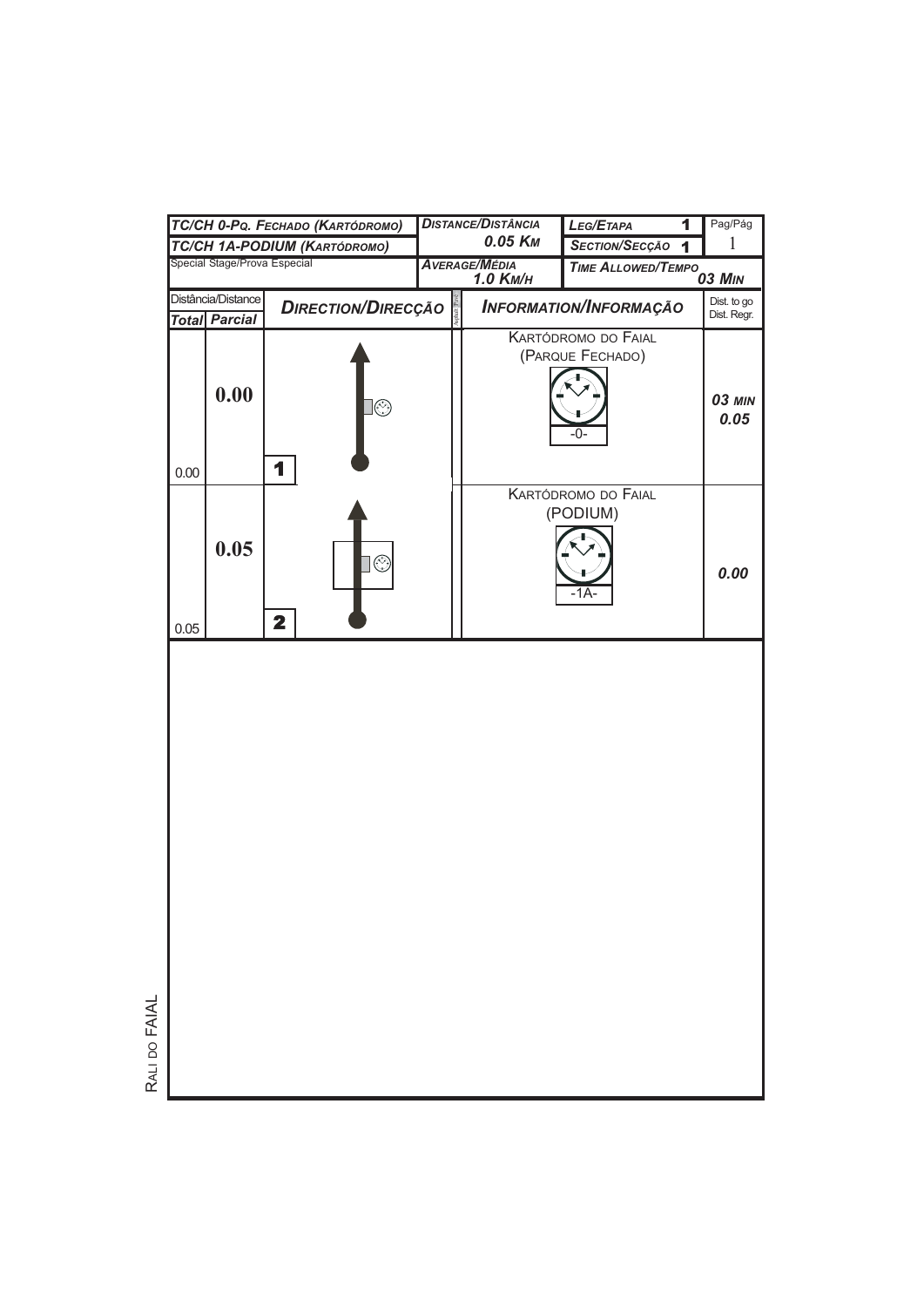| TC/CH 0-PQ. FECHADO (KARTÓDROMO) | DISTANCE/DISTÂNCIA | LEG/ETAPA 1 | Pag/Pág |
|---|---|---|---|
| TC/CH 1A-PODIUM (KARTÓDROMO) | 0.05 KM | SECTION/SECÇÃO 1 | 1 |
| Special Stage/Prova Especial | AVERAGE/MÉDIA 1.0 KM/H | TIME ALLOWED/TEMPO 03 MIN | |

| Distância/Distance Total | Parcial | DIRECTION/DIRECÇÃO | INFORMATION/INFORMAÇÃO | Dist. to go Dist. Regr. |
|---|---|---|---|---|
| 0.00 | 0.00 | 1 | KARTÓDROMO DO FAIAL (PARQUE FECHADO) -0- | 03 MIN 0.05 |
| 0.05 | 0.05 | 2 | KARTÓDROMO DO FAIAL (PODIUM) -1A- | 0.00 |

RALI DO FAIAL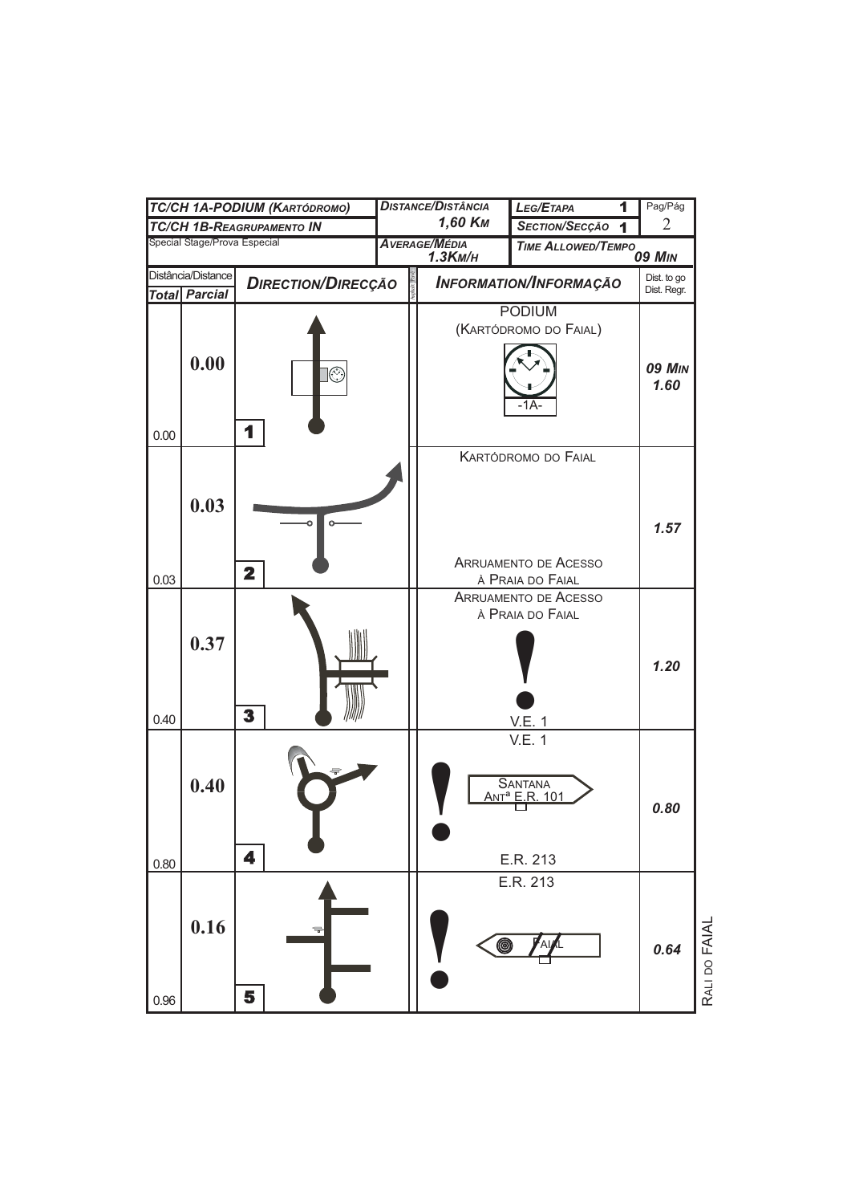| TC/CH 1A-PODIUM (KARTÓDROMO) | | DISTANCE/DISTÂNCIA | LEG/ETAPA 1 | Pag/Pág |
|---|---|---|---|---|
| TC/CH 1B-REAGRUPAMENTO IN | | 1,60 KM | SECTION/SECÇÃO 1 | 2 |
| Special Stage/Prova Especial | | AVERAGE/MÉDIA 1.3KM/H | TIME ALLOWED/TEMPO | 09 MIN |

| Total | Parcial | Direction/Direcção | Information/Informação | Dist. to go / Dist. Regr. |
|---|---|---|---|---|
| 0.00 | 0.00 | 1 | PODIUM (KARTÓDROMO DO FAIAL) -1A- | 09 MIN 1.60 |
| 0.03 | 0.03 | 2 | KARTÓDROMO DO FAIAL / ARRUAMENTO DE ACESSO À PRAIA DO FAIAL | 1.57 |
| 0.40 | 0.37 | 3 | ARRUAMENTO DE ACESSO À PRAIA DO FAIAL ! V.E. 1 | 1.20 |
| 0.80 | 0.40 | 4 | V.E. 1 ! SANTANA ANTª E.R. 101 / E.R. 213 | 0.80 |
| 0.96 | 0.16 | 5 | E.R. 213 ! FAIAL | 0.64 |

RALI DO FAIAL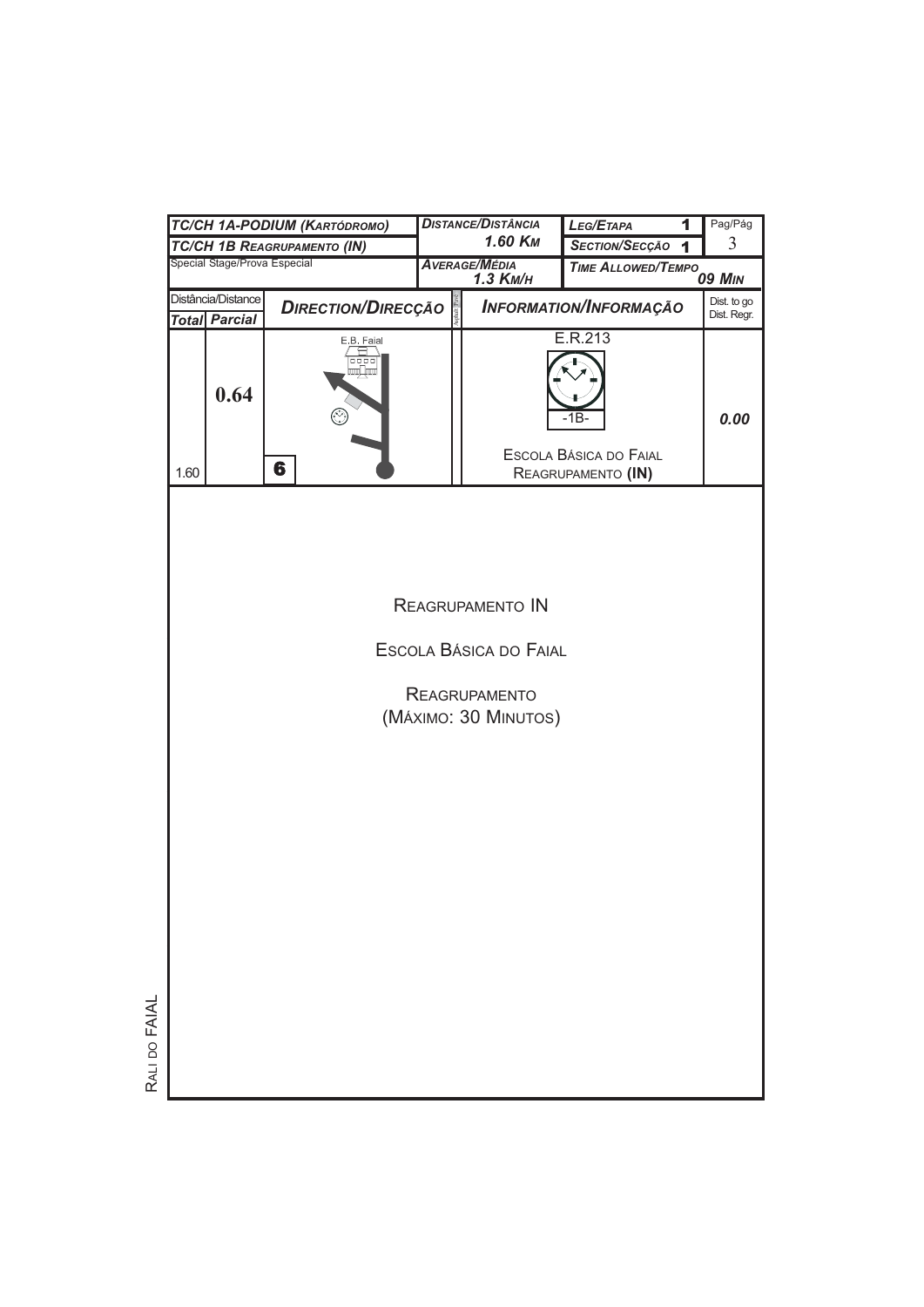| TC/CH 1A-PODIUM (KARTÓDROMO) | DISTANCE/DISTÂNCIA | LEG/ETAPA 1 | Pag/Pág |
|---|---|---|---|
| TC/CH 1B REAGRUPAMENTO (IN) | 1.60 KM | SECTION/SECÇÃO 1 | 3 |
| Special Stage/Prova Especial | AVERAGE/MÉDIA 1.3 KM/H | TIME ALLOWED/TEMPO 09 MIN | |

| Distância/Distance Total | Parcial | DIRECTION/DIRECÇÃO | INFORMATION/INFORMAÇÃO | Dist. to go Dist. Regr. |
|---|---|---|---|---|
| 1.60 | 0.64 | E.B. Faial 6 | E.R.213 -1B- ESCOLA BÁSICA DO FAIAL REAGRUPAMENTO **(IN)** | 0.00 |

REAGRUPAMENTO IN

ESCOLA BÁSICA DO FAIAL

REAGRUPAMENTO
(MÁXIMO: 30 MINUTOS)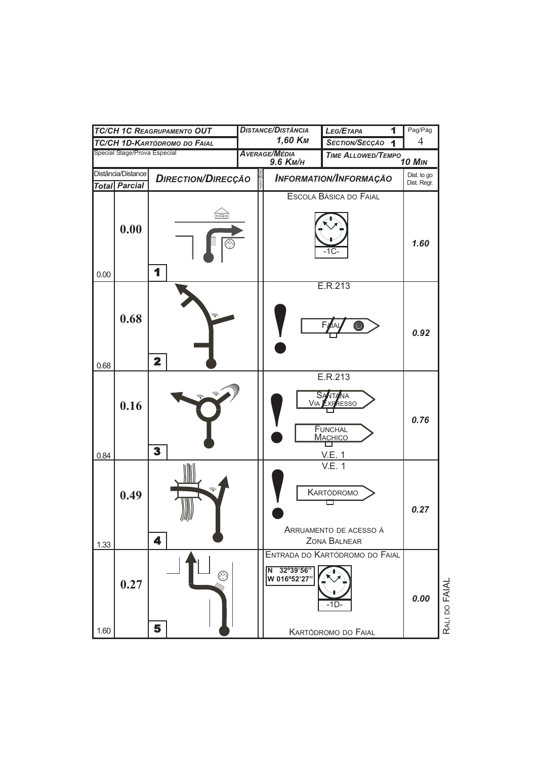| TC/CH 1C Reagrupamento OUT | Distance/Distância | Leg/Etapa 1 | Pag/Pág |
| --- | --- | --- | --- |
| TC/CH 1D-Kartódromo do Faial | 1,60 Km | Section/Secção 1 | 4 |
| Special Stage/Prova Especial | Average/Média 9.6 Km/h | Time Allowed/Tempo 10 Min | |

| Distância/Distance Total | Parcial | Direction/Direcção | Information/Informação | Dist. to go Dist. Regr. |
| --- | --- | --- | --- | --- |
| 0.00 | 0.00 | 1 | Escola Básica do Faial -1C- | 1.60 |
| 0.68 | 0.68 | 2 | E.R.213 ! Faial | 0.92 |
| 0.84 | 0.16 | 3 | E.R.213 ! Santana Via Expresso; Funchal Machico; V.E. 1 | 0.76 |
| 1.33 | 0.49 | 4 | V.E. 1 ! Kartódromo; Arruamento de acesso à Zona Balnear | 0.27 |
| 1.60 | 0.27 | 5 | Entrada do Kartódromo do Faial; N 32º39'56" W 016º52'27"; -1D-; Kartódromo do Faial | 0.00 |

Rali do Faial